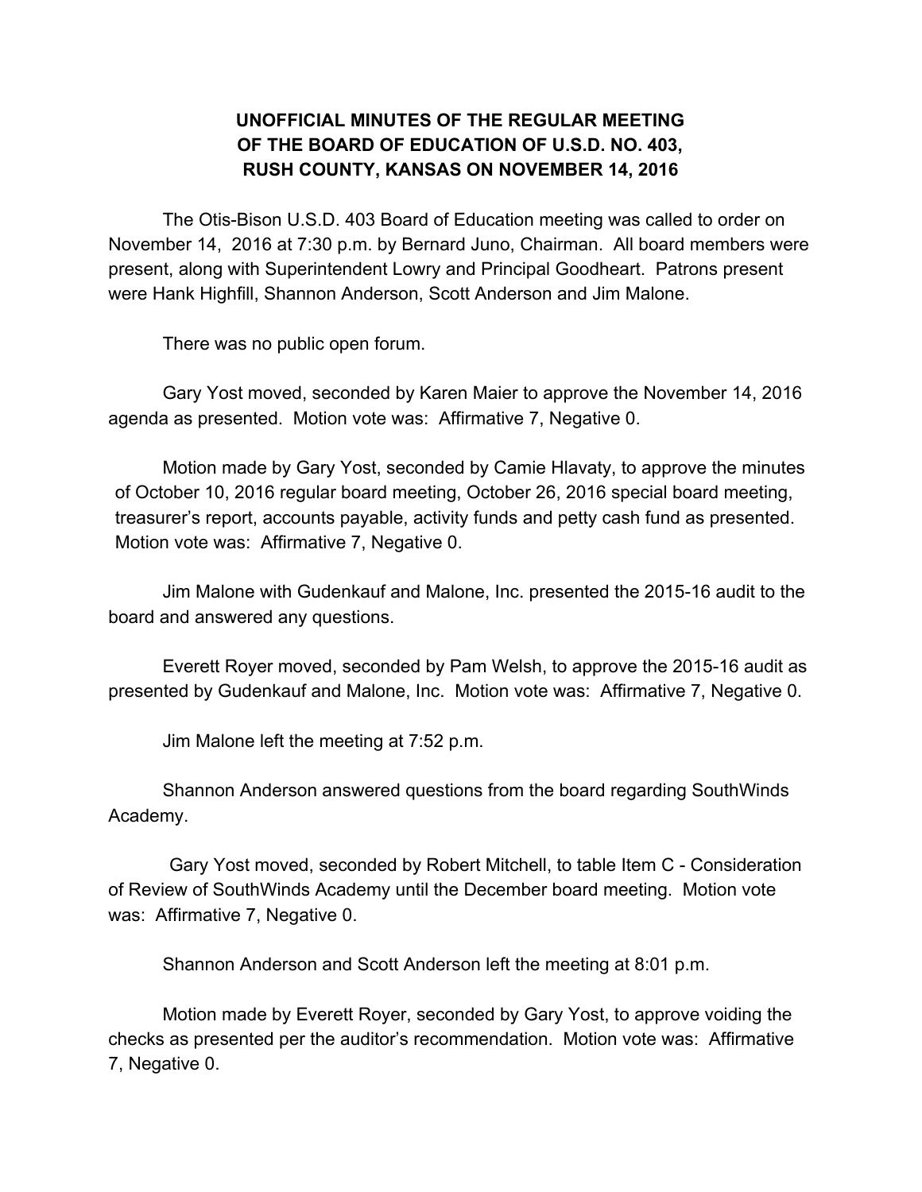# UNOFFICIAL MINUTES OF THE REGULAR MEETING OF THE BOARD OF EDUCATION OF U.S.D. NO. 403, RUSH COUNTY, KANSAS ON NOVEMBER 14, 2016

The Otis-Bison U.S.D. 403 Board of Education meeting was called to order on November 14, 2016 at 7:30 p.m. by Bernard Juno, Chairman. All board members were present, along with Superintendent Lowry and Principal Goodheart. Patrons present were Hank Highfill, Shannon Anderson, Scott Anderson and Jim Malone.

There was no public open forum.

Gary Yost moved, seconded by Karen Maier to approve the November 14, 2016 agenda as presented. Motion vote was: Affirmative 7, Negative 0.

Motion made by Gary Yost, seconded by Camie Hlavaty, to approve the minutes of October 10, 2016 regular board meeting, October 26, 2016 special board meeting, treasurer's report, accounts payable, activity funds and petty cash fund as presented. Motion vote was: Affirmative 7, Negative 0.

Jim Malone with Gudenkauf and Malone, Inc. presented the 2015-16 audit to the board and answered any questions.

Everett Royer moved, seconded by Pam Welsh, to approve the 2015-16 audit as presented by Gudenkauf and Malone, Inc. Motion vote was: Affirmative 7, Negative 0.

Jim Malone left the meeting at 7:52 p.m.

Shannon Anderson answered questions from the board regarding SouthWinds Academy.

Gary Yost moved, seconded by Robert Mitchell, to table Item C - Consideration of Review of SouthWinds Academy until the December board meeting. Motion vote was: Affirmative 7, Negative 0.

Shannon Anderson and Scott Anderson left the meeting at 8:01 p.m.

Motion made by Everett Royer, seconded by Gary Yost, to approve voiding the checks as presented per the auditor's recommendation. Motion vote was: Affirmative 7, Negative 0.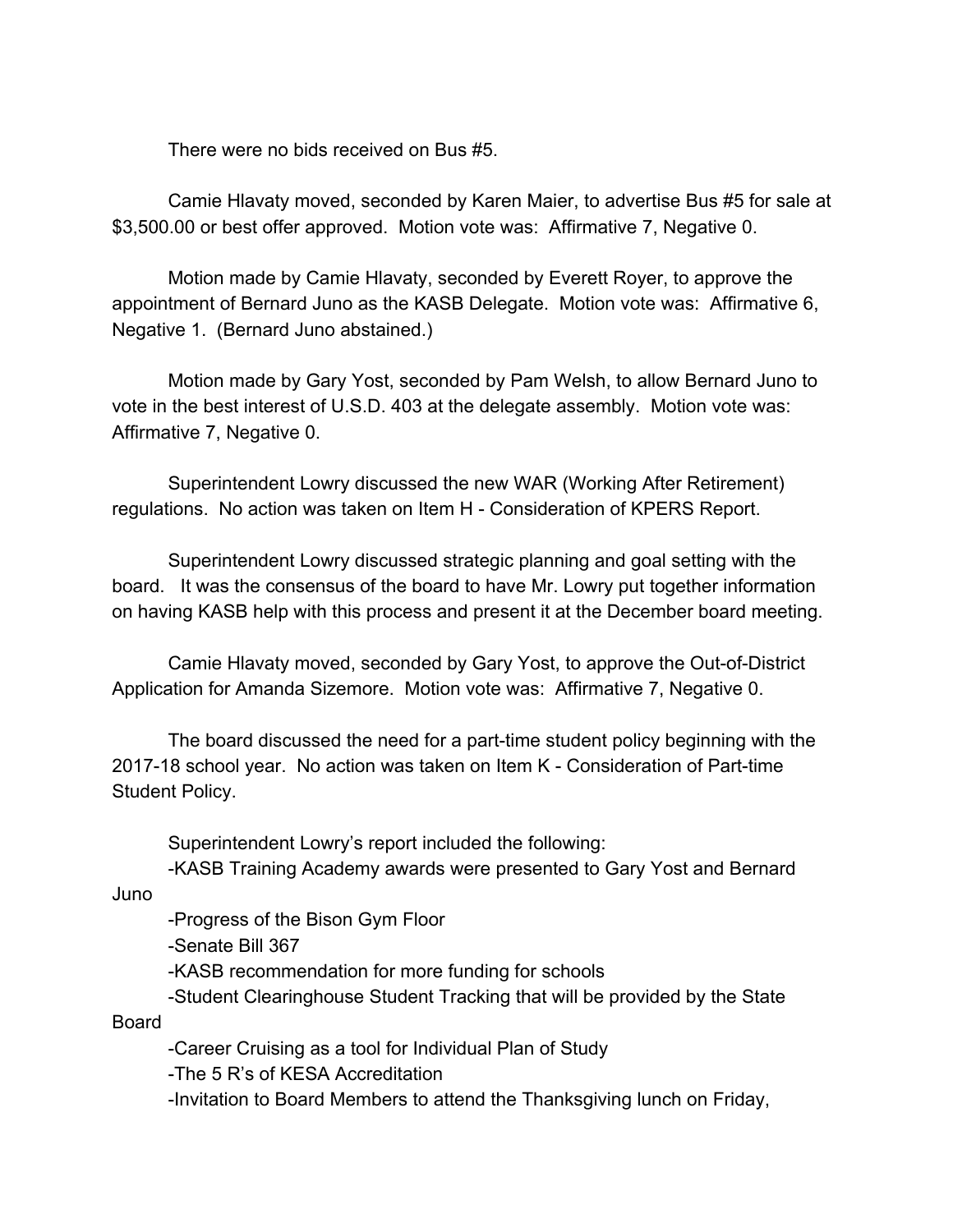There were no bids received on Bus #5.

Camie Hlavaty moved, seconded by Karen Maier, to advertise Bus #5 for sale at $3,500.00 or best offer approved. Motion vote was: Affirmative 7, Negative 0.

Motion made by Camie Hlavaty, seconded by Everett Royer, to approve the appointment of Bernard Juno as the KASB Delegate. Motion vote was: Affirmative 6, Negative 1. (Bernard Juno abstained.)

Motion made by Gary Yost, seconded by Pam Welsh, to allow Bernard Juno to vote in the best interest of U.S.D. 403 at the delegate assembly. Motion vote was: Affirmative 7, Negative 0.

Superintendent Lowry discussed the new WAR (Working After Retirement) regulations. No action was taken on Item H - Consideration of KPERS Report.

Superintendent Lowry discussed strategic planning and goal setting with the board. It was the consensus of the board to have Mr. Lowry put together information on having KASB help with this process and present it at the December board meeting.

Camie Hlavaty moved, seconded by Gary Yost, to approve the Out-of-District Application for Amanda Sizemore. Motion vote was: Affirmative 7, Negative 0.

The board discussed the need for a part-time student policy beginning with the 2017-18 school year. No action was taken on Item K - Consideration of Part-time Student Policy.

Superintendent Lowry's report included the following:

-KASB Training Academy awards were presented to Gary Yost and Bernard Juno

-Progress of the Bison Gym Floor

-Senate Bill 367

-KASB recommendation for more funding for schools

-Student Clearinghouse Student Tracking that will be provided by the State Board

-Career Cruising as a tool for Individual Plan of Study

-The 5 R's of KESA Accreditation

-Invitation to Board Members to attend the Thanksgiving lunch on Friday,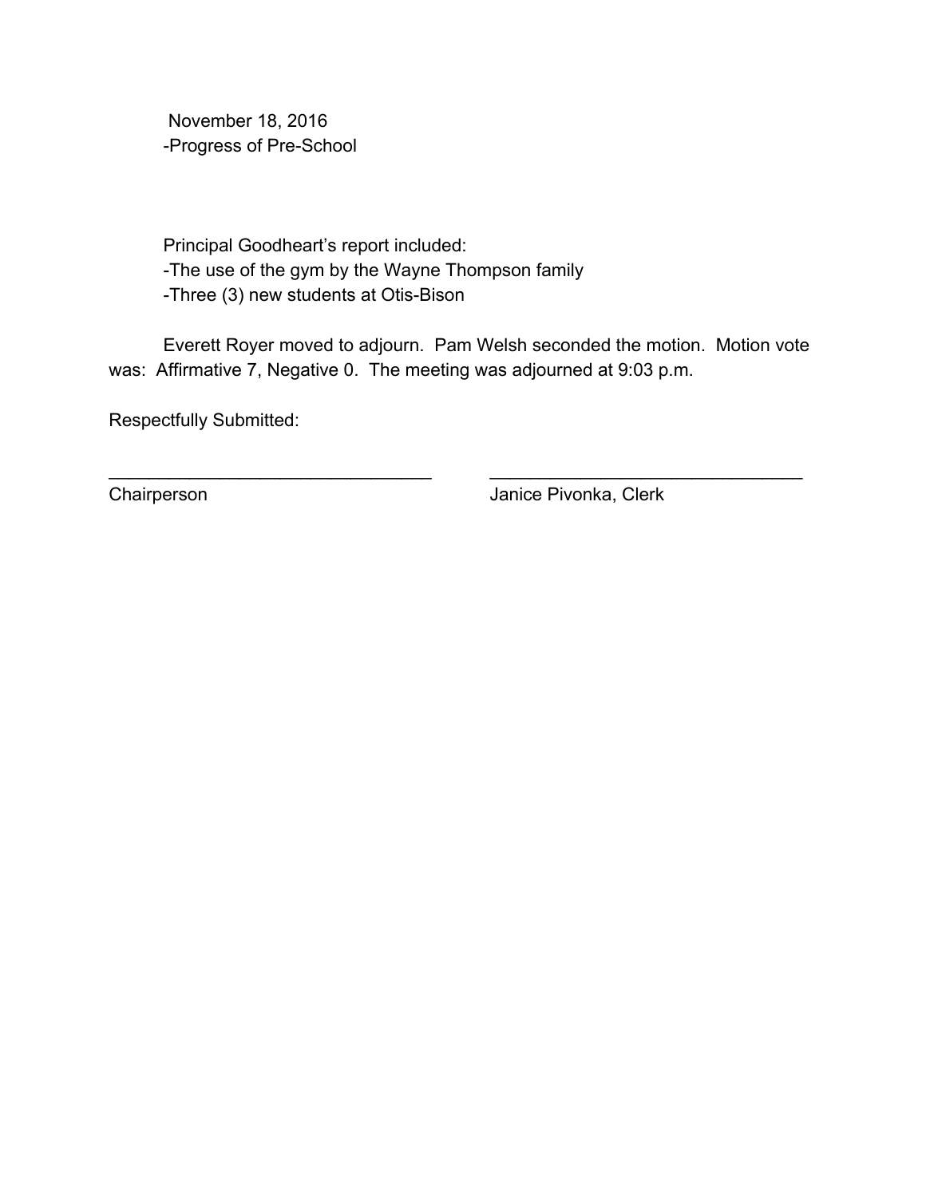November 18, 2016
-Progress of Pre-School

Principal Goodheart's report included:
-The use of the gym by the Wayne Thompson family
-Three (3) new students at Otis-Bison

Everett Royer moved to adjourn. Pam Welsh seconded the motion. Motion vote was: Affirmative 7, Negative 0. The meeting was adjourned at 9:03 p.m.

Respectfully Submitted:

________________________________ ________________________________
Chairperson Janice Pivonka, Clerk